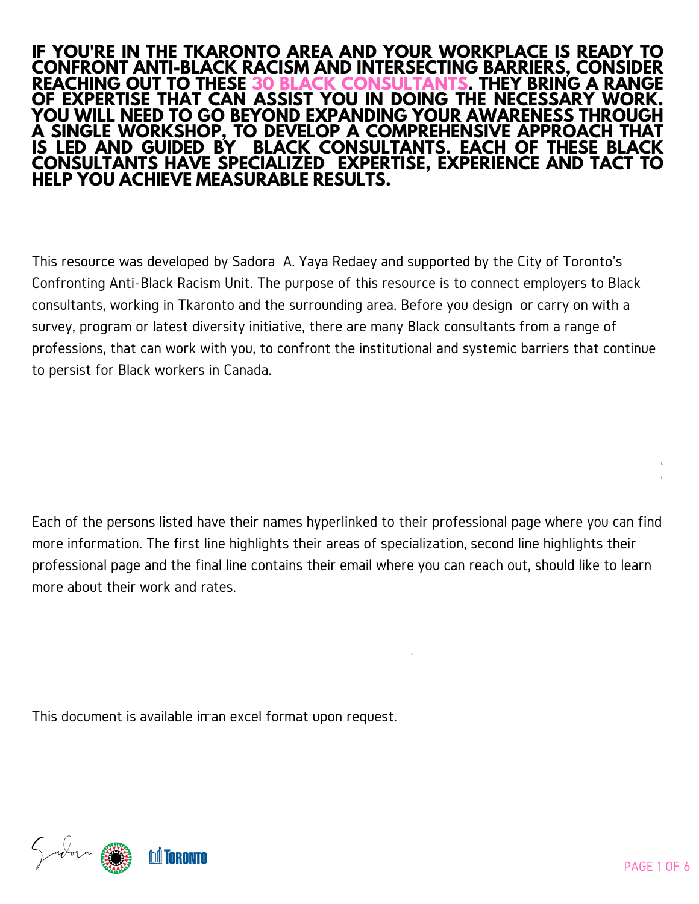**IF YOU'RE IN THE TKARONTO AREA AND YOUR WORKPLACE IS READY TO CONFRONT ANTI-BLACK RACISM AND INTERSECTING BARRIERS, CONSIDER REACHING OUT TO THESE 30 BLACK CONSULTANTS. THEY BRING A RANGE OF EXPERTISE THAT CAN ASSIST YOU IN DOING THE NECESSARY WORK. YOU WILL NEED TO GO BEYOND EXPANDING YOUR AWARENESS THROUGH A SINGLE WORKSHOP, TO DEVELOP A COMPREHENSIVE APPROACH THAT IS LED AND GUIDED BY BLACK CONSULTANTS. EACH OF THESE BLACK CONSULTANTS HAVE SPECIALIZED EXPERTISE, EXPERIENCE AND TACT TO HELP YOU ACHIEVE MEASURABLE RESULTS.**

This resource was developed by Sadora A. Yaya Redaey and supported by the City of Toronto's Confronting Anti-Black Racism Unit. The purpose of this resource is to connect employers to Black consultants, working in Tkaronto and the surrounding area. Before you design or carry on with a survey, program or latest diversity initiative, there are many Black consultants from a range of professions, that can work with you, to confront the institutional and systemic barriers that continue to persist for Black workers in Canada.

Each of the persons listed have their names hyperlinked to their professional page where you can find more information. The first line highlights their areas of specialization, second line highlights their professional page and the final line contains their email where you can reach out, should like to learn more about their work and rates.

This document is available in an excel format upon request.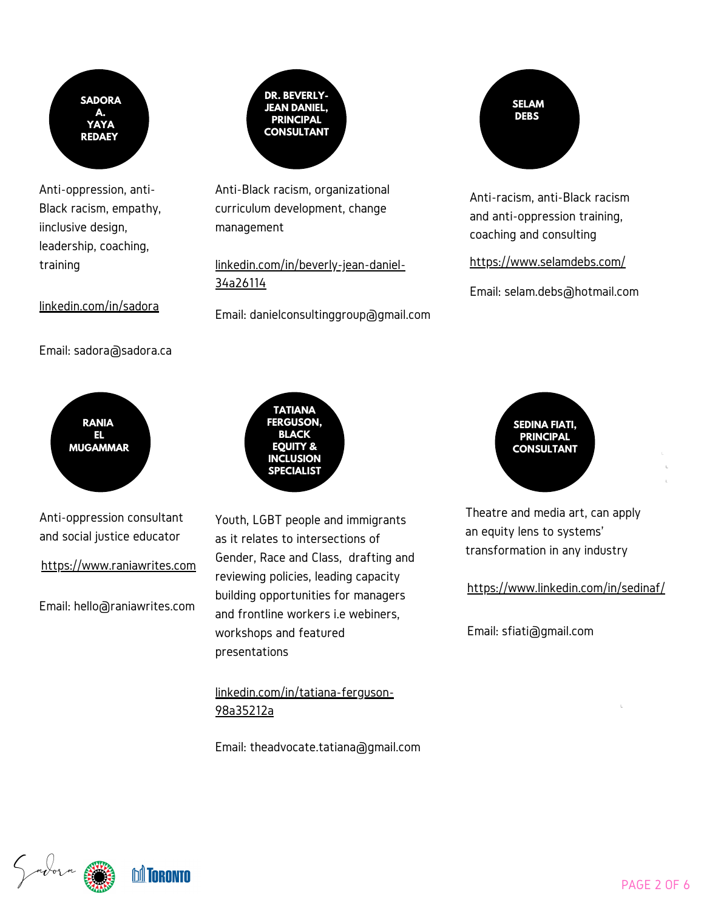### SADORA A. YAYA REDAEY

Anti-oppression, anti-Black racism, empathy, iinclusive design, leadership, coaching, training

linkedin.com/in/sadora

Email: sadora@sadora.ca

### DR. BEVERLY-JEAN DANIEL, PRINCIPAL CONSULTANT

Anti-Black racism, organizational curriculum development, change management

linkedin.com/in/beverly-jean-daniel-34a26114

Email: danielconsultinggroup@gmail.com

### SELAM DEBS

Anti-racism, anti-Black racism and anti-oppression training, coaching and consulting

https://www.selamdebs.com/

Email: selam.debs@hotmail.com

### RANIA EL MUGAMMAR

Anti-oppression consultant and social justice educator

https://www.raniawrites.com

Email: hello@raniawrites.com

### TATIANA FERGUSON, BLACK EQUITY & INCLUSION SPECIALIST

Youth, LGBT people and immigrants as it relates to intersections of Gender, Race and Class, drafting and reviewing policies, leading capacity building opportunities for managers and frontline workers i.e webiners, workshops and featured presentations

linkedin.com/in/tatiana-ferguson-98a35212a

Email: theadvocate.tatiana@gmail.com

### SEDINA FIATI, PRINCIPAL CONSULTANT

Theatre and media art, can apply an equity lens to systems' transformation in any industry

https://www.linkedin.com/in/sedinaf/

Email: sfiati@gmail.com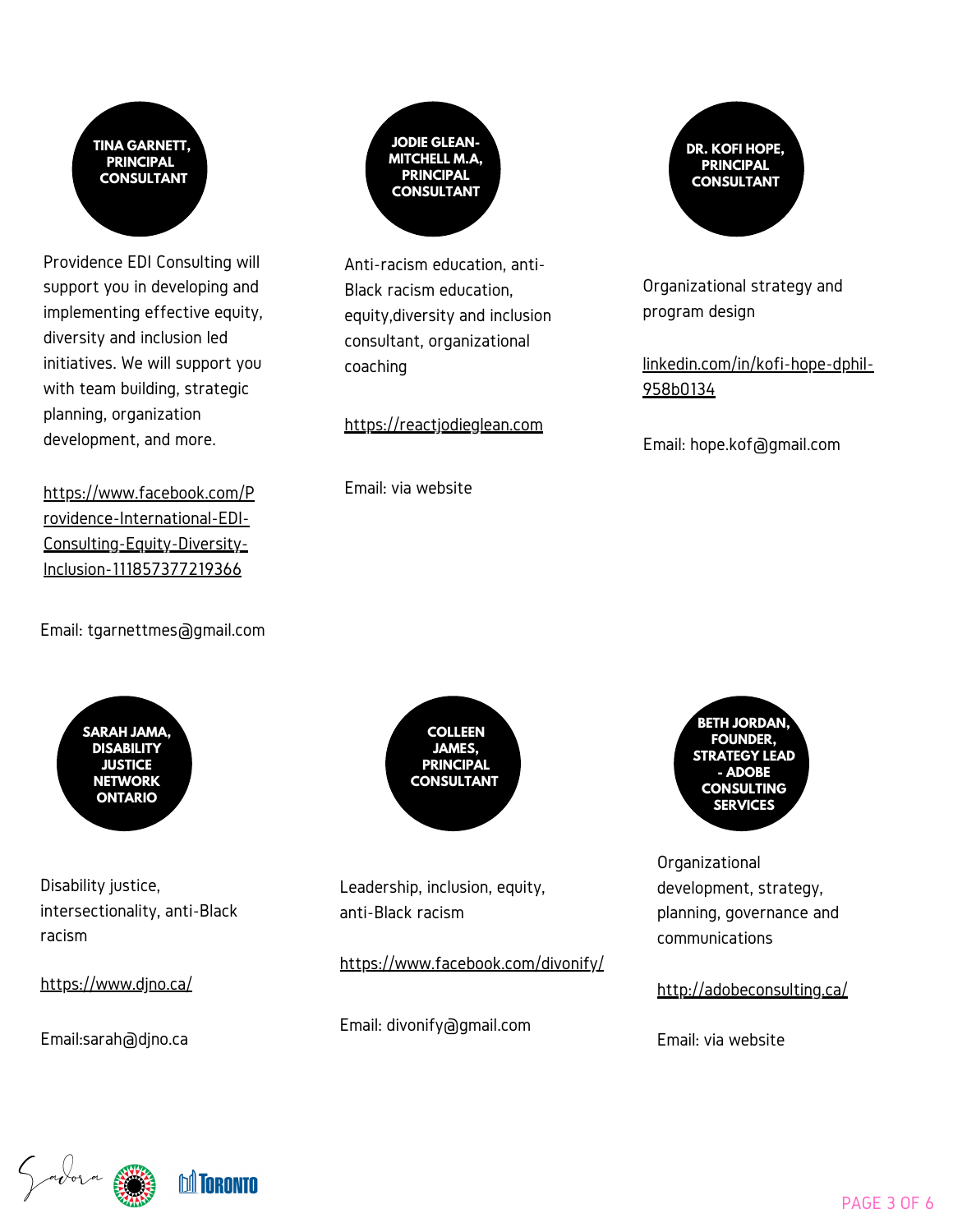### TINA GARNETT, PRINCIPAL CONSULTANT

Providence EDI Consulting will support you in developing and implementing effective equity, diversity and inclusion led initiatives. We will support you with team building, strategic planning, organization development, and more.

https://www.facebook.com/Providence-International-EDI-Consulting-Equity-Diversity-Inclusion-111857377219366

Email: tgarnettmes@gmail.com

### JODIE GLEAN-MITCHELL M.A, PRINCIPAL CONSULTANT

Anti-racism education, anti-Black racism education, equity,diversity and inclusion consultant, organizational coaching

https://reactjodieglean.com

Email: via website

### DR. KOFI HOPE, PRINCIPAL CONSULTANT

Organizational strategy and program design

linkedin.com/in/kofi-hope-dphil-958b0134

Email: hope.kof@gmail.com

### SARAH JAMA, DISABILITY JUSTICE NETWORK ONTARIO

Disability justice, intersectionality, anti-Black racism

https://www.djno.ca/

Email:sarah@djno.ca

### COLLEEN JAMES, PRINCIPAL CONSULTANT

Leadership, inclusion, equity, anti-Black racism

https://www.facebook.com/divonify/

Email: divonify@gmail.com

### BETH JORDAN, FOUNDER, STRATEGY LEAD - ADOBE CONSULTING SERVICES

Organizational development, strategy, planning, governance and communications

http://adobeconsulting.ca/

Email: via website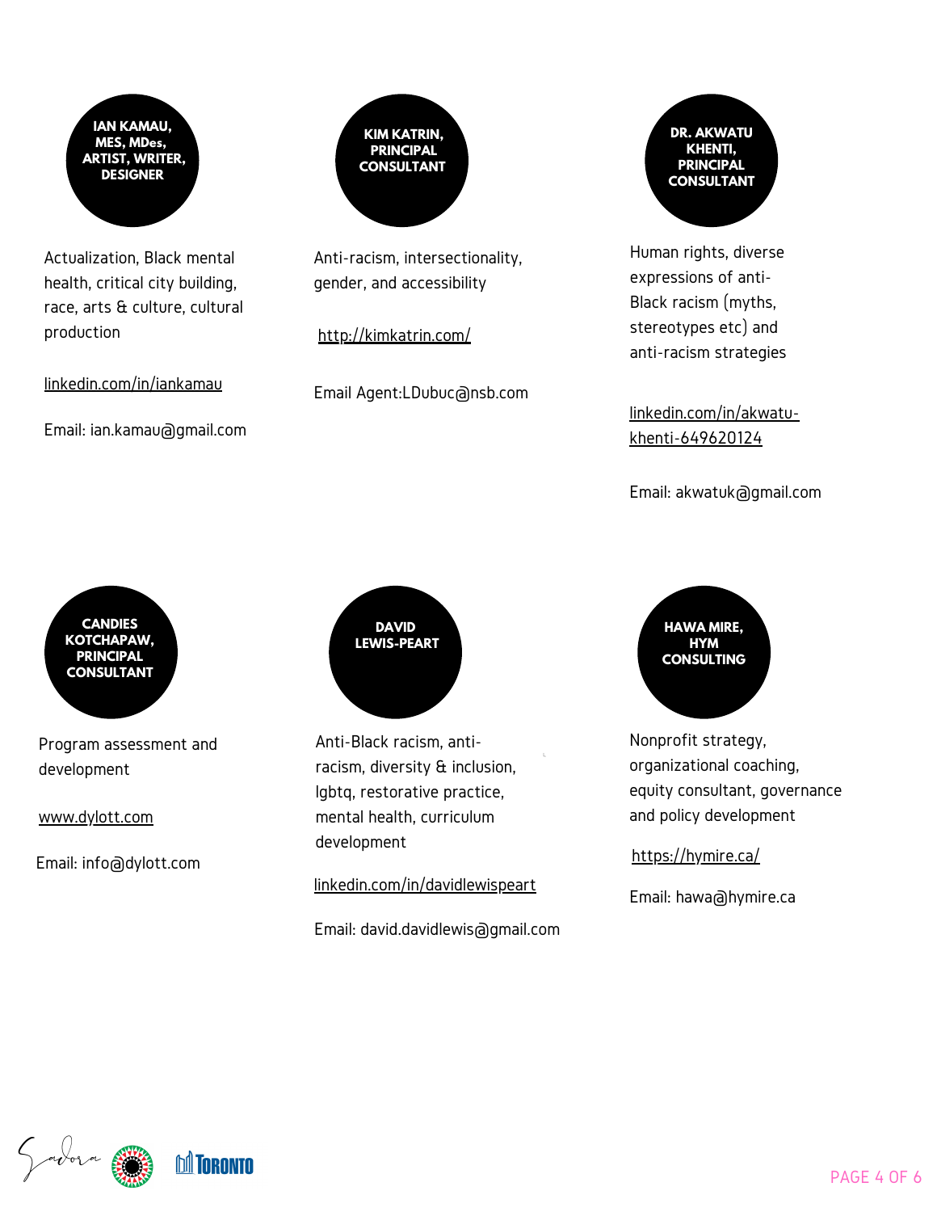**IAN KAMAU, MES, MDes, ARTIST, WRITER, DESIGNER**

Actualization, Black mental health, critical city building, race, arts & culture, cultural production

linkedin.com/in/iankamau

Email: ian.kamau@gmail.com

**KIM KATRIN, PRINCIPAL CONSULTANT**

Anti-racism, intersectionality, gender, and accessibility

http://kimkatrin.com/

Email Agent:LDubuc@nsb.com

**DR. AKWATU KHENTI, PRINCIPAL CONSULTANT**

Human rights, diverse expressions of anti-Black racism (myths, stereotypes etc) and anti-racism strategies

linkedin.com/in/akwatu-khenti-649620124

Email: akwatuk@gmail.com

**CANDIES KOTCHAPAW, PRINCIPAL CONSULTANT**

Program assessment and development

www.dylott.com

Email: info@dylott.com

**DAVID LEWIS-PEART**

Anti-Black racism, anti-racism, diversity & inclusion, lgbtq, restorative practice, mental health, curriculum development

linkedin.com/in/davidlewispeart

Email: david.davidlewis@gmail.com

**HAWA MIRE, HYM CONSULTING**

Nonprofit strategy, organizational coaching, equity consultant, governance and policy development

https://hymire.ca/

Email: hawa@hymire.ca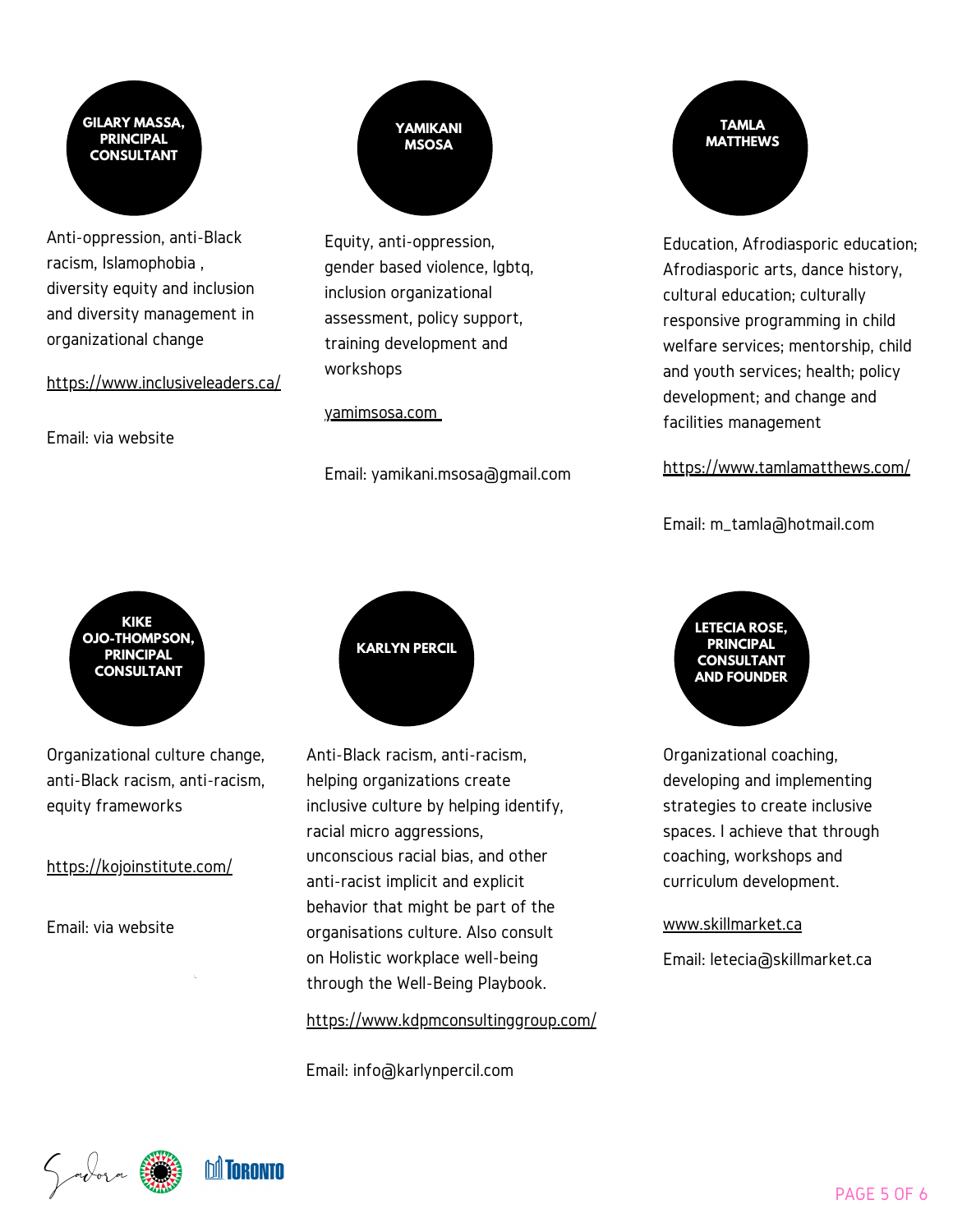**GILARY MASSA, PRINCIPAL CONSULTANT**

Anti-oppression, anti-Black racism, Islamophobia , diversity equity and inclusion and diversity management in organizational change

https://www.inclusiveleaders.ca/

Email: via website

**YAMIKANI MSOSA**

Equity, anti-oppression, gender based violence, lgbtq, inclusion organizational assessment, policy support, training development and workshops

yamimsosa.com

Email: yamikani.msosa@gmail.com

**TAMLA MATTHEWS**

Education, Afrodiasporic education; Afrodiasporic arts, dance history, cultural education; culturally responsive programming in child welfare services; mentorship, child and youth services; health; policy development; and change and facilities management

https://www.tamlamatthews.com/

Email: m_tamla@hotmail.com

**KIKE OJO-THOMPSON, PRINCIPAL CONSULTANT**

Organizational culture change, anti-Black racism, anti-racism, equity frameworks

https://kojoinstitute.com/

Email: via website

**KARLYN PERCIL**

Anti-Black racism, anti-racism, helping organizations create inclusive culture by helping identify, racial micro aggressions, unconscious racial bias, and other anti-racist implicit and explicit behavior that might be part of the organisations culture. Also consult on Holistic workplace well-being through the Well-Being Playbook.

https://www.kdpmconsultinggroup.com/

Email: info@karlynpercil.com

**LETECIA ROSE, PRINCIPAL CONSULTANT AND FOUNDER**

Organizational coaching, developing and implementing strategies to create inclusive spaces. I achieve that through coaching, workshops and curriculum development.

www.skillmarket.ca

Email: letecia@skillmarket.ca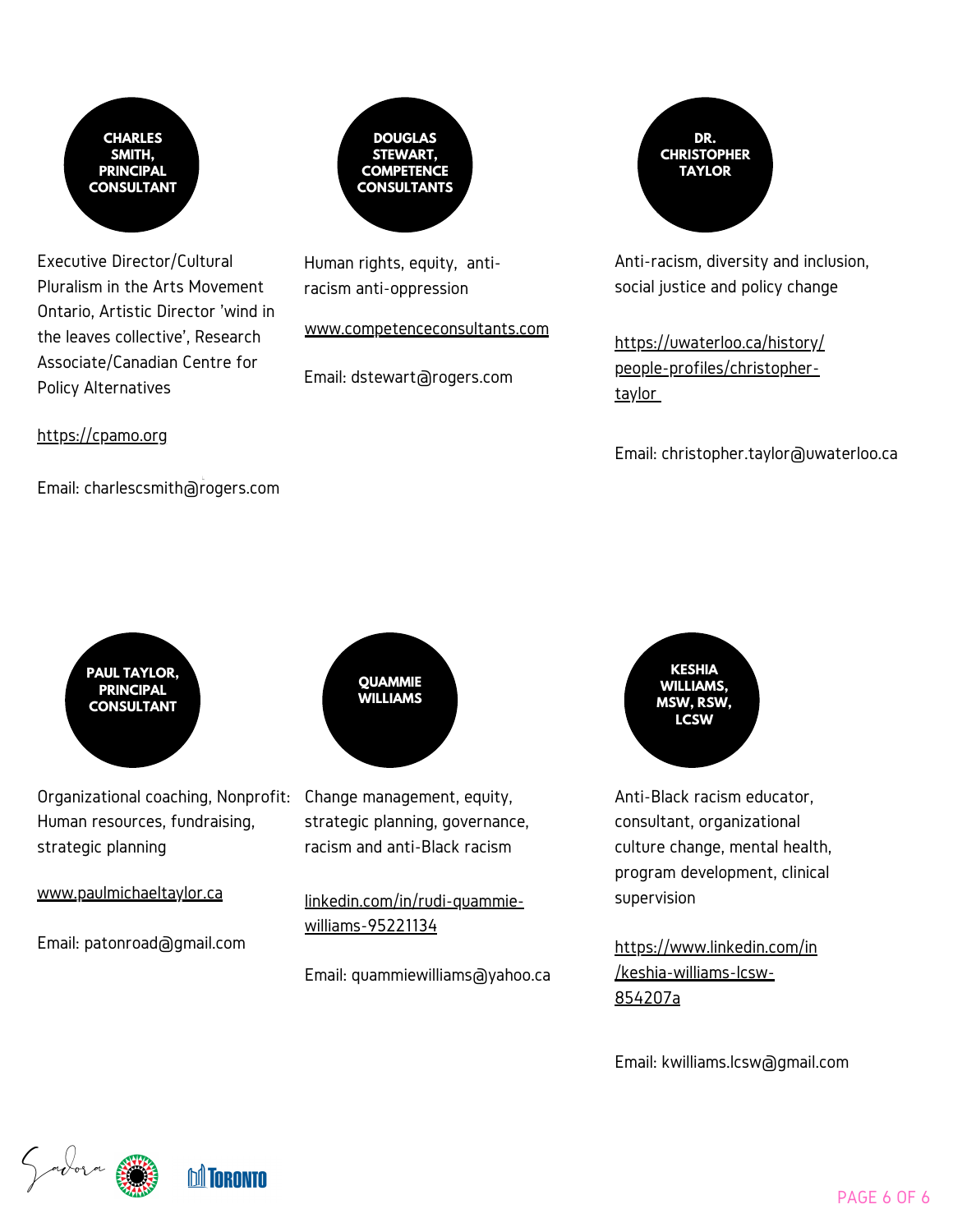### CHARLES SMITH, PRINCIPAL CONSULTANT

Executive Director/Cultural Pluralism in the Arts Movement Ontario, Artistic Director 'wind in the leaves collective', Research Associate/Canadian Centre for Policy Alternatives

https://cpamo.org

Email: charlescsmith@rogers.com

### DOUGLAS STEWART, COMPETENCE CONSULTANTS

Human rights, equity, anti-racism anti-oppression

www.competenceconsultants.com

Email: dstewart@rogers.com

### DR. CHRISTOPHER TAYLOR

Anti-racism, diversity and inclusion, social justice and policy change

https://uwaterloo.ca/history/people-profiles/christopher-taylor

Email: christopher.taylor@uwaterloo.ca

### PAUL TAYLOR, PRINCIPAL CONSULTANT

Organizational coaching, Nonprofit: Human resources, fundraising, strategic planning

www.paulmichaeltaylor.ca

Email: patonroad@gmail.com

### QUAMMIE WILLIAMS

Change management, equity, strategic planning, governance, racism and anti-Black racism

linkedin.com/in/rudi-quammie-williams-95221134

Email: quammiewilliams@yahoo.ca

### KESHIA WILLIAMS, MSW, RSW, LCSW

Anti-Black racism educator, consultant, organizational culture change, mental health, program development, clinical supervision

https://www.linkedin.com/in/keshia-williams-lcsw-854207a

Email: kwilliams.lcsw@gmail.com